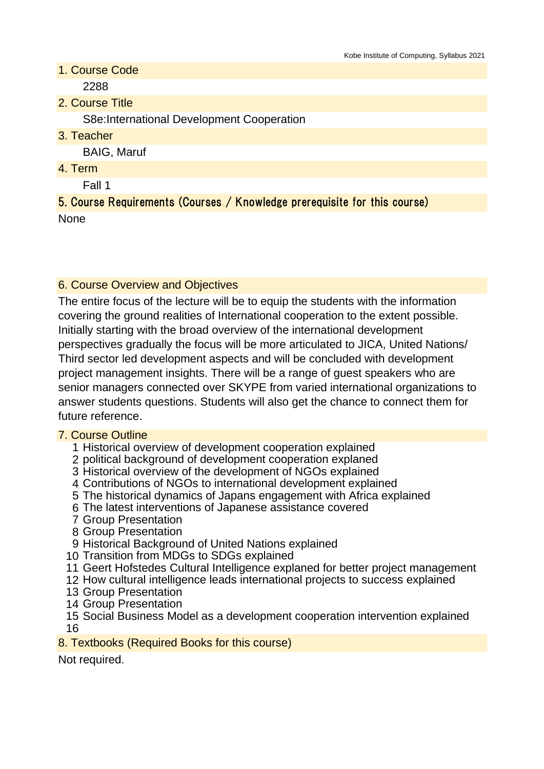## 1. Course Code

2288

## 2. Course Title

S8e:International Development Cooperation

## 3. Teacher

BAIG, Maruf

## 4. Term

Fall 1

## 5. Course Requirements (Courses / Knowledge prerequisite for this course)

None

## 6. Course Overview and Objectives

The entire focus of the lecture will be to equip the students with the information covering the ground realities of International cooperation to the extent possible. Initially starting with the broad overview of the international development perspectives gradually the focus will be more articulated to JICA, United Nations/ Third sector led development aspects and will be concluded with development project management insights. There will be a range of guest speakers who are senior managers connected over SKYPE from varied international organizations to answer students questions. Students will also get the chance to connect them for future reference.

## 7. Course Outline

1 Historical overview of development cooperation explained
2 political background of development cooperation explaned
3 Historical overview of the development of NGOs explained
4 Contributions of NGOs to international development explained
5 The historical dynamics of Japans engagement with Africa explained
6 The latest interventions of Japanese assistance covered
7 Group Presentation
8 Group Presentation
9 Historical Background of United Nations explained
10 Transition from MDGs to SDGs explained
11 Geert Hofstedes Cultural Intelligence explaned for better project management
12 How cultural intelligence leads international projects to success explained
13 Group Presentation
14 Group Presentation
15 Social Business Model as a development cooperation intervention explained
16

## 8. Textbooks (Required Books for this course)

Not required.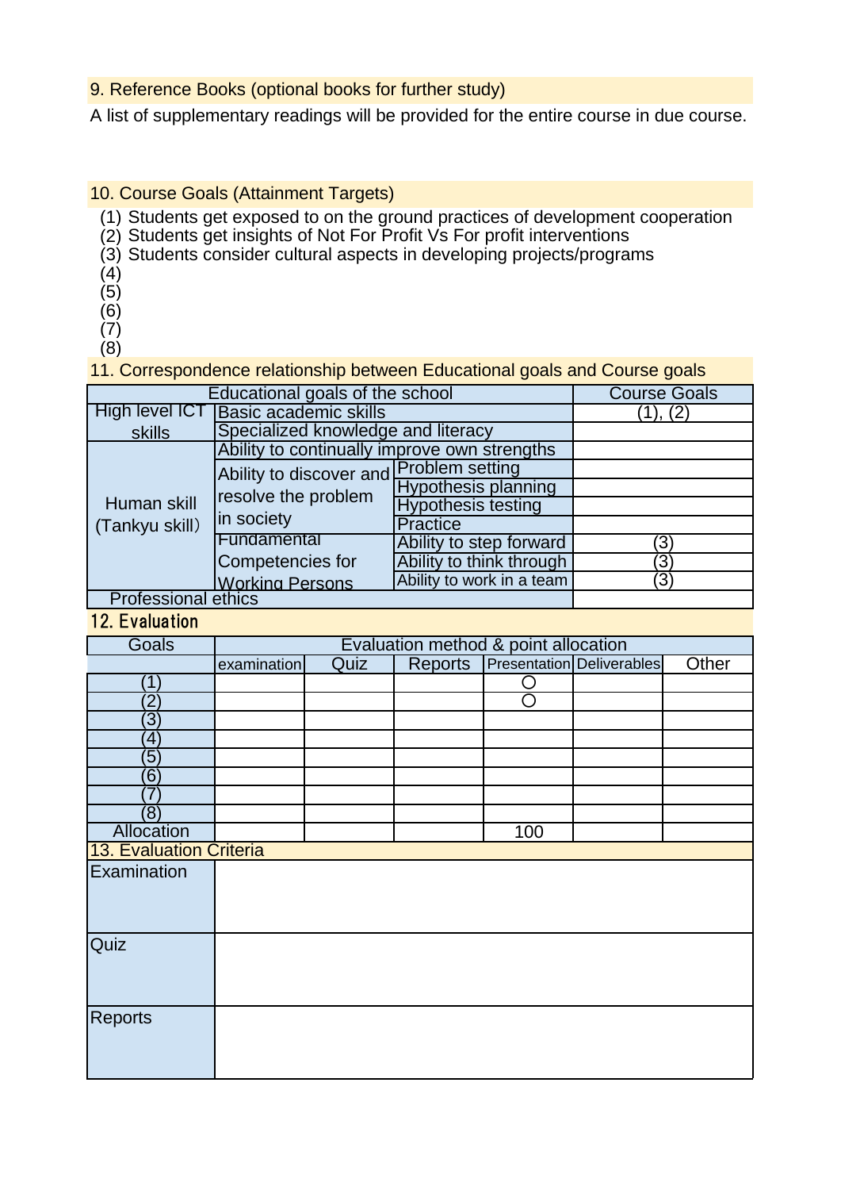## 9. Reference Books (optional books for further study)

A list of supplementary readings will be provided for the entire course in due course.

## 10. Course Goals (Attainment Targets)

(1) Students get exposed to on the ground practices of development cooperation
(2) Students get insights of Not For Profit Vs For profit interventions
(3) Students consider cultural aspects in developing projects/programs
(4)
(5)
(6)
(7)
(8)

## 11. Correspondence relationship between Educational goals and Course goals

| Educational goals of the school | | | Course Goals |
|---|---|---|---|
| High level ICT skills | Basic academic skills | | (1), (2) |
| | Specialized knowledge and literacy | | |
| Human skill (Tankyu skill) | Ability to continually improve own strengths | | |
| | Ability to discover and resolve the problem in society | Problem setting | |
| | | Hypothesis planning | |
| | | Hypothesis testing | |
| | | Practice | |
| | Fundamental Competencies for Working Persons | Ability to step forward | (3) |
| | | Ability to think through | (3) |
| | | Ability to work in a team | (3) |
| Professional ethics | | | |

## 12. Evaluation

| Goals | Evaluation method & point allocation | | | | | |
|---|---|---|---|---|---|---|
| | examination | Quiz | Reports | Presentation | Deliverables | Other |
| (1) | | | | ○ | | |
| (2) | | | | ○ | | |
| (3) | | | | | | |
| (4) | | | | | | |
| (5) | | | | | | |
| (6) | | | | | | |
| (7) | | | | | | |
| (8) | | | | | | |
| Allocation | | | | 100 | | |

## 13. Evaluation Criteria

| | |
|---|---|
| Examination | |
| Quiz | |
| Reports | |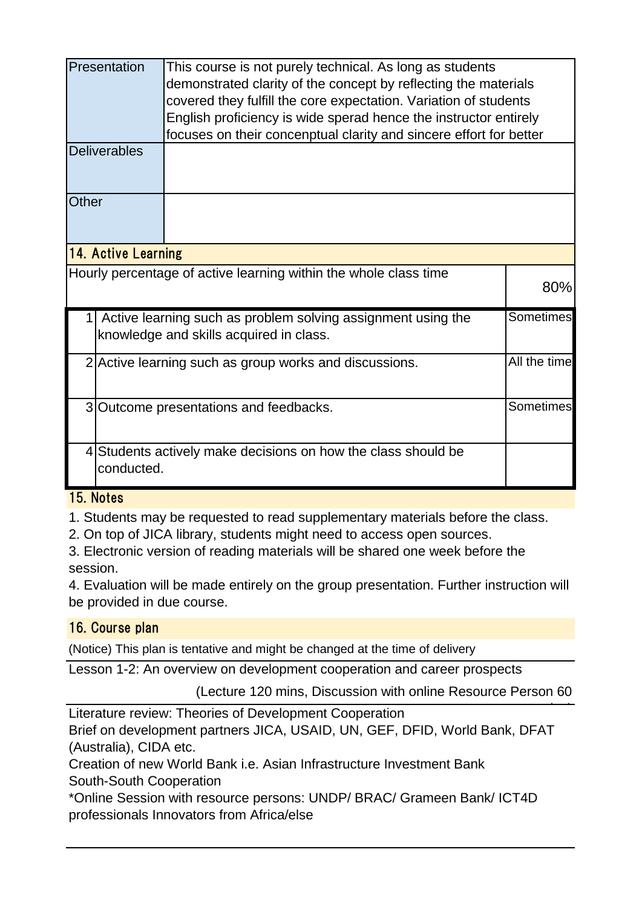| | |
|---|---|
| Presentation | This course is not purely technical. As long as students demonstrated clarity of the concept by reflecting the materials covered they fulfill the core expectation. Variation of students English proficiency is wide sperad hence the instructor entirely focuses on their concenptual clarity and sincere effort for better |
| Deliverables | |
| Other | |

## 14. Active Learning

| Hourly percentage of active learning within the whole class time | | 80% |
|---|---|---|
| 1 | Active learning such as problem solving assignment using the knowledge and skills acquired in class. | Sometimes |
| 2 | Active learning such as group works and discussions. | All the time |
| 3 | Outcome presentations and feedbacks. | Sometimes |
| 4 | Students actively make decisions on how the class should be conducted. | |

## 15. Notes

1. Students may be requested to read supplementary materials before the class.
2. On top of JICA library, students might need to access open sources.
3. Electronic version of reading materials will be shared one week before the session.
4. Evaluation will be made entirely on the group presentation. Further instruction will be provided in due course.

## 16. Course plan

(Notice) This plan is tentative and might be changed at the time of delivery

Lesson 1-2: An overview on development cooperation and career prospects

(Lecture 120 mins, Discussion with online Resource Person 60

Literature review: Theories of Development Cooperation
Brief on development partners JICA, USAID, UN, GEF, DFID, World Bank, DFAT (Australia), CIDA etc.
Creation of new World Bank i.e. Asian Infrastructure Investment Bank
South-South Cooperation
*Online Session with resource persons: UNDP/ BRAC/ Grameen Bank/ ICT4D professionals Innovators from Africa/else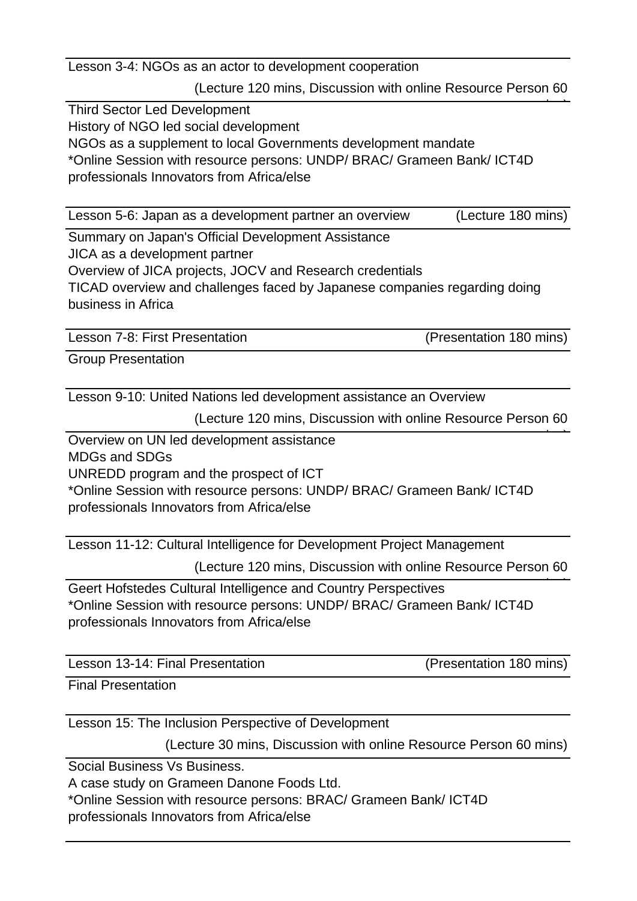Lesson 3-4: NGOs as an actor to development cooperation

(Lecture 120 mins, Discussion with online Resource Person 60 mins)

Third Sector Led Development
History of NGO led social development
NGOs as a supplement to local Governments development mandate
*Online Session with resource persons: UNDP/ BRAC/ Grameen Bank/ ICT4D professionals Innovators from Africa/else

Lesson 5-6: Japan as a development partner an overview (Lecture 180 mins)

Summary on Japan's Official Development Assistance
JICA as a development partner
Overview of JICA projects, JOCV and Research credentials
TICAD overview and challenges faced by Japanese companies regarding doing business in Africa

Lesson 7-8: First Presentation (Presentation 180 mins)

Group Presentation

Lesson 9-10: United Nations led development assistance an Overview

(Lecture 120 mins, Discussion with online Resource Person 60 mins)

Overview on UN led development assistance
MDGs and SDGs
UNREDD program and the prospect of ICT
*Online Session with resource persons: UNDP/ BRAC/ Grameen Bank/ ICT4D professionals Innovators from Africa/else

Lesson 11-12: Cultural Intelligence for Development Project Management

(Lecture 120 mins, Discussion with online Resource Person 60 mins)

Geert Hofstedes Cultural Intelligence and Country Perspectives
*Online Session with resource persons: UNDP/ BRAC/ Grameen Bank/ ICT4D professionals Innovators from Africa/else

Lesson 13-14: Final Presentation (Presentation 180 mins)

Final Presentation

Lesson 15: The Inclusion Perspective of Development

(Lecture 30 mins, Discussion with online Resource Person 60 mins)

Social Business Vs Business.
A case study on Grameen Danone Foods Ltd.
*Online Session with resource persons: BRAC/ Grameen Bank/ ICT4D professionals Innovators from Africa/else